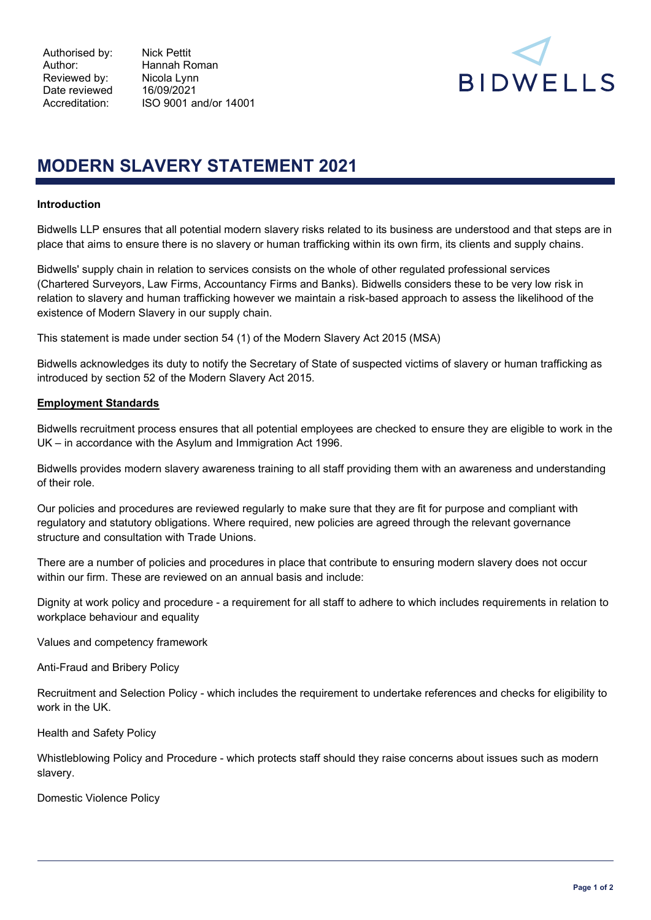Authorised by: Nick Pettit
Author: Hannah Roman
Reviewed by: Nicola Lynn
Date reviewed 16/09/2021
Accreditation: ISO 9001 and/or 14001

BIDWELLS

# MODERN SLAVERY STATEMENT 2021

**Introduction**

Bidwells LLP ensures that all potential modern slavery risks related to its business are understood and that steps are in place that aims to ensure there is no slavery or human trafficking within its own firm, its clients and supply chains.

Bidwells' supply chain in relation to services consists on the whole of other regulated professional services (Chartered Surveyors, Law Firms, Accountancy Firms and Banks). Bidwells considers these to be very low risk in relation to slavery and human trafficking however we maintain a risk-based approach to assess the likelihood of the existence of Modern Slavery in our supply chain.

This statement is made under section 54 (1) of the Modern Slavery Act 2015 (MSA)

Bidwells acknowledges its duty to notify the Secretary of State of suspected victims of slavery or human trafficking as introduced by section 52 of the Modern Slavery Act 2015.

**Employment Standards**

Bidwells recruitment process ensures that all potential employees are checked to ensure they are eligible to work in the UK – in accordance with the Asylum and Immigration Act 1996.

Bidwells provides modern slavery awareness training to all staff providing them with an awareness and understanding of their role.

Our policies and procedures are reviewed regularly to make sure that they are fit for purpose and compliant with regulatory and statutory obligations. Where required, new policies are agreed through the relevant governance structure and consultation with Trade Unions.

There are a number of policies and procedures in place that contribute to ensuring modern slavery does not occur within our firm. These are reviewed on an annual basis and include:

Dignity at work policy and procedure - a requirement for all staff to adhere to which includes requirements in relation to workplace behaviour and equality

Values and competency framework

Anti-Fraud and Bribery Policy

Recruitment and Selection Policy - which includes the requirement to undertake references and checks for eligibility to work in the UK.

Health and Safety Policy

Whistleblowing Policy and Procedure - which protects staff should they raise concerns about issues such as modern slavery.

Domestic Violence Policy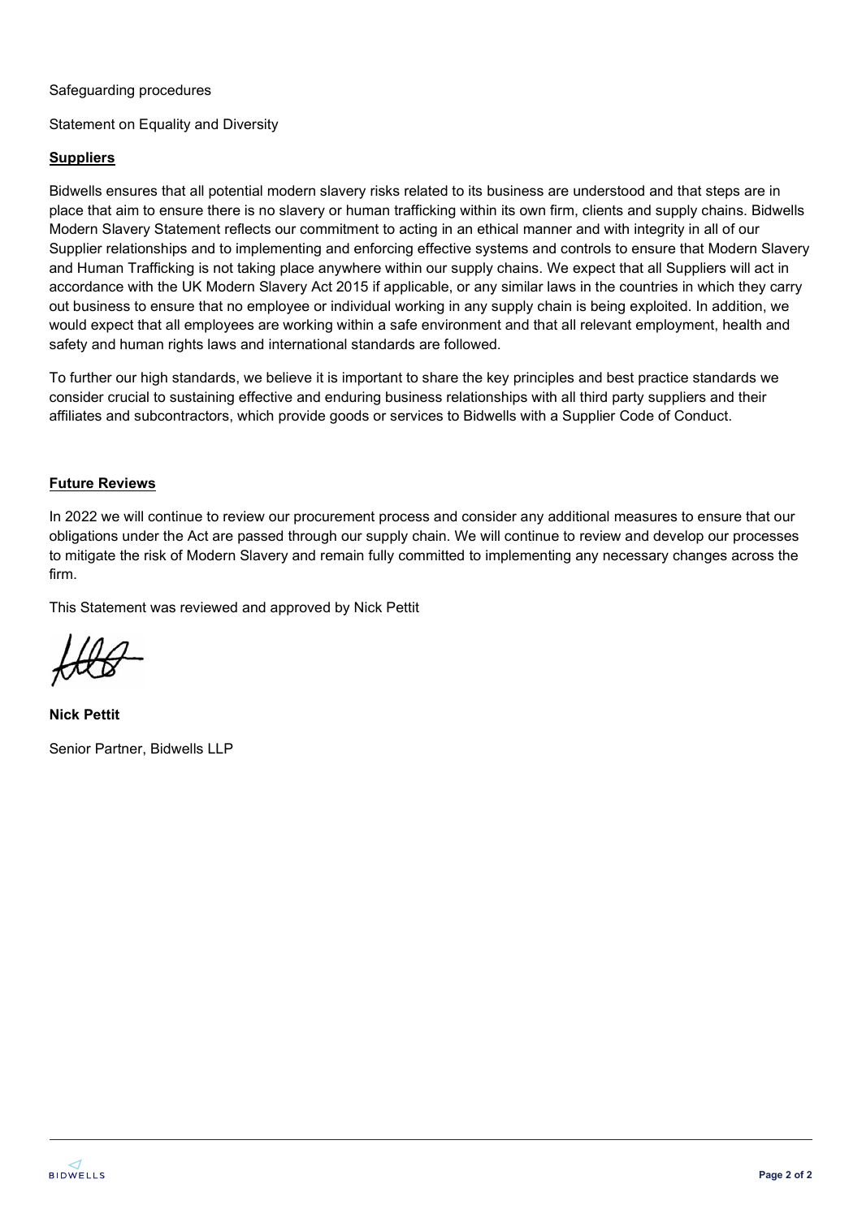Safeguarding procedures

Statement on Equality and Diversity

**Suppliers**

Bidwells ensures that all potential modern slavery risks related to its business are understood and that steps are in place that aim to ensure there is no slavery or human trafficking within its own firm, clients and supply chains. Bidwells Modern Slavery Statement reflects our commitment to acting in an ethical manner and with integrity in all of our Supplier relationships and to implementing and enforcing effective systems and controls to ensure that Modern Slavery and Human Trafficking is not taking place anywhere within our supply chains. We expect that all Suppliers will act in accordance with the UK Modern Slavery Act 2015 if applicable, or any similar laws in the countries in which they carry out business to ensure that no employee or individual working in any supply chain is being exploited. In addition, we would expect that all employees are working within a safe environment and that all relevant employment, health and safety and human rights laws and international standards are followed.

To further our high standards, we believe it is important to share the key principles and best practice standards we consider crucial to sustaining effective and enduring business relationships with all third party suppliers and their affiliates and subcontractors, which provide goods or services to Bidwells with a Supplier Code of Conduct.

**Future Reviews**

In 2022 we will continue to review our procurement process and consider any additional measures to ensure that our obligations under the Act are passed through our supply chain. We will continue to review and develop our processes to mitigate the risk of Modern Slavery and remain fully committed to implementing any necessary changes across the firm.

This Statement was reviewed and approved by Nick Pettit

**Nick Pettit**

Senior Partner, Bidwells LLP